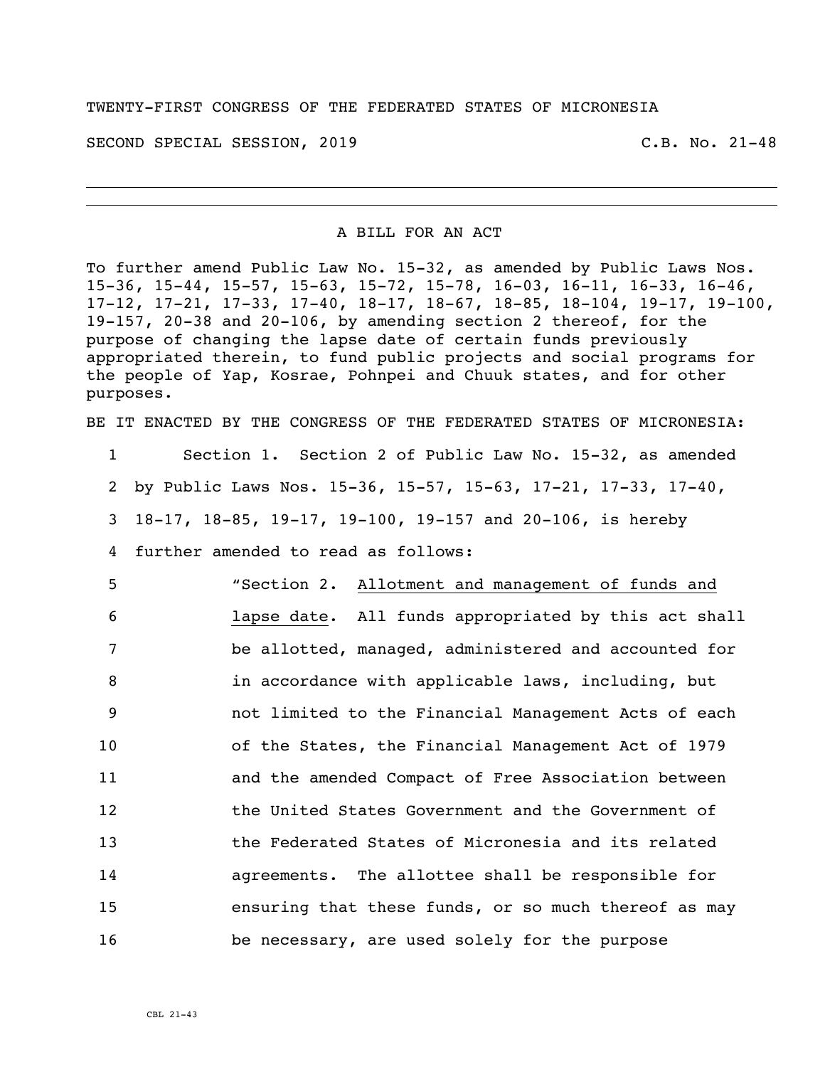TWENTY-FIRST CONGRESS OF THE FEDERATED STATES OF MICRONESIA

SECOND SPECIAL SESSION, 2019 C.B. No. 21-48

---

A BILL FOR AN ACT

To further amend Public Law No. 15-32, as amended by Public Laws Nos. 15-36, 15-44, 15-57, 15-63, 15-72, 15-78, 16-03, 16-11, 16-33, 16-46, 17-12, 17-21, 17-33, 17-40, 18-17, 18-67, 18-85, 18-104, 19-17, 19-100, 19-157, 20-38 and 20-106, by amending section 2 thereof, for the purpose of changing the lapse date of certain funds previously appropriated therein, to fund public projects and social programs for the people of Yap, Kosrae, Pohnpei and Chuuk states, and for other purposes.

BE IT ENACTED BY THE CONGRESS OF THE FEDERATED STATES OF MICRONESIA:

1 Section 1. Section 2 of Public Law No. 15-32, as amended
2 by Public Laws Nos. 15-36, 15-57, 15-63, 17-21, 17-33, 17-40,
3 18-17, 18-85, 19-17, 19-100, 19-157 and 20-106, is hereby
4 further amended to read as follows:
5 "Section 2. Allotment and management of funds and
6 lapse date. All funds appropriated by this act shall
7 be allotted, managed, administered and accounted for
8 in accordance with applicable laws, including, but
9 not limited to the Financial Management Acts of each
10 of the States, the Financial Management Act of 1979
11 and the amended Compact of Free Association between
12 the United States Government and the Government of
13 the Federated States of Micronesia and its related
14 agreements. The allottee shall be responsible for
15 ensuring that these funds, or so much thereof as may
16 be necessary, are used solely for the purpose

CBL 21-43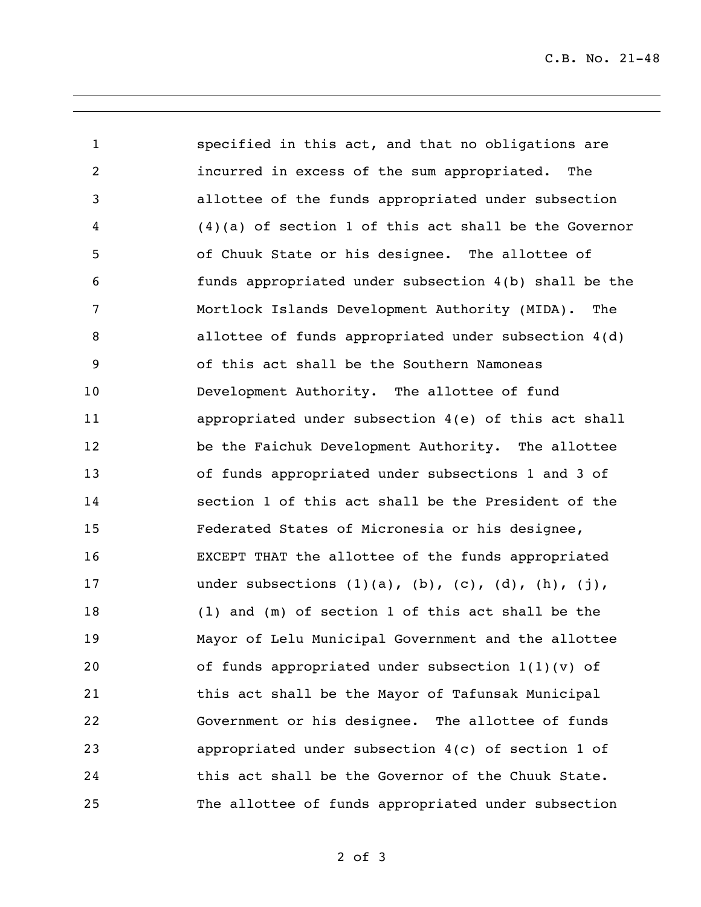specified in this act, and that no obligations are incurred in excess of the sum appropriated. The allottee of the funds appropriated under subsection (4)(a) of section 1 of this act shall be the Governor of Chuuk State or his designee. The allottee of funds appropriated under subsection 4(b) shall be the Mortlock Islands Development Authority (MIDA). The allottee of funds appropriated under subsection 4(d) of this act shall be the Southern Namoneas Development Authority. The allottee of fund appropriated under subsection 4(e) of this act shall be the Faichuk Development Authority. The allottee of funds appropriated under subsections 1 and 3 of section 1 of this act shall be the President of the Federated States of Micronesia or his designee, EXCEPT THAT the allottee of the funds appropriated under subsections (1)(a), (b), (c), (d), (h), (j), (l) and (m) of section 1 of this act shall be the Mayor of Lelu Municipal Government and the allottee of funds appropriated under subsection 1(1)(v) of this act shall be the Mayor of Tafunsak Municipal Government or his designee. The allottee of funds appropriated under subsection 4(c) of section 1 of this act shall be the Governor of the Chuuk State. The allottee of funds appropriated under subsection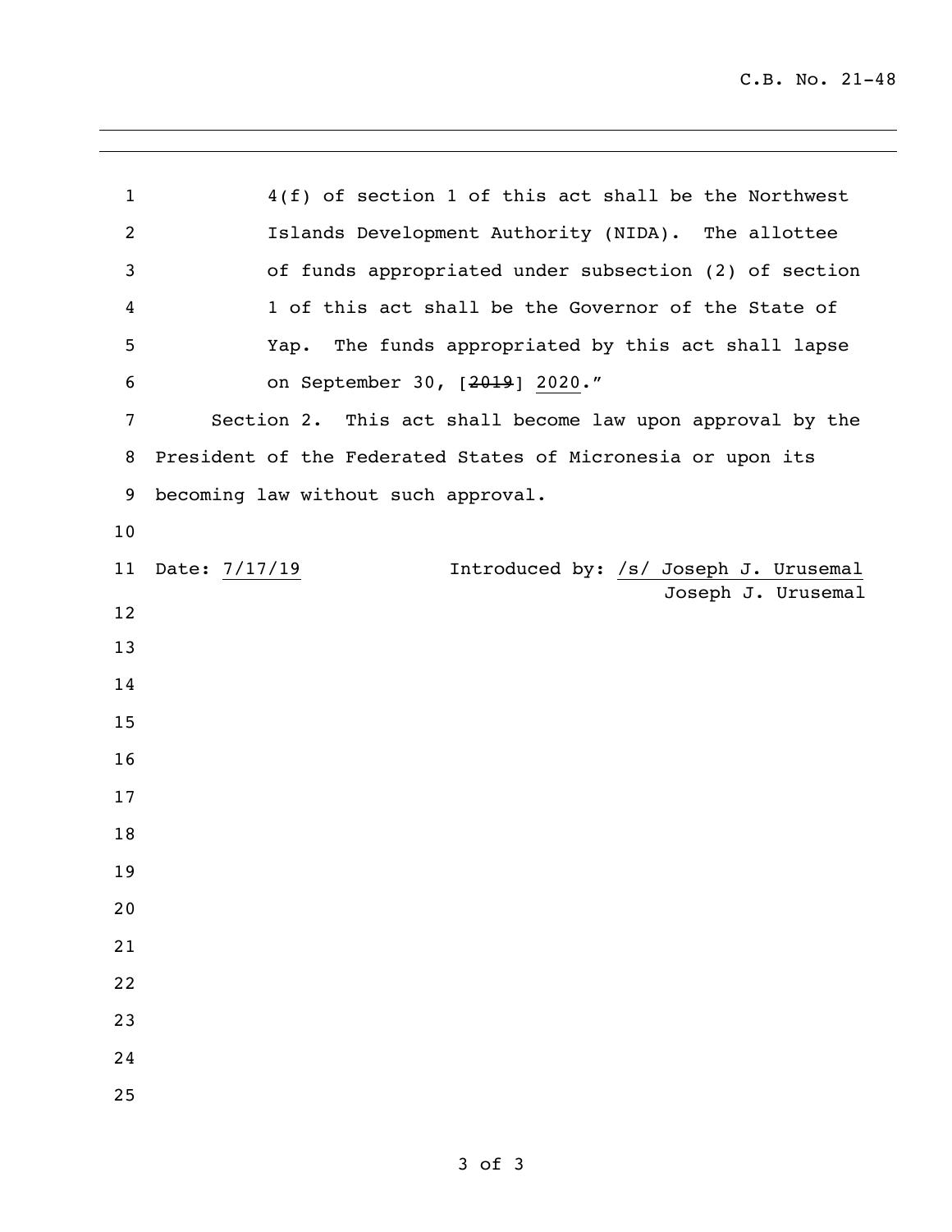4(f) of section 1 of this act shall be the Northwest Islands Development Authority (NIDA). The allottee of funds appropriated under subsection (2) of section 1 of this act shall be the Governor of the State of Yap. The funds appropriated by this act shall lapse on September 30, [~~2019~~] <u>2020</u>."

Section 2. This act shall become law upon approval by the President of the Federated States of Micronesia or upon its becoming law without such approval.

Date: <u>7/17/19</u>

Introduced by: <u>/s/ Joseph J. Urusemal</u>
Joseph J. Urusemal